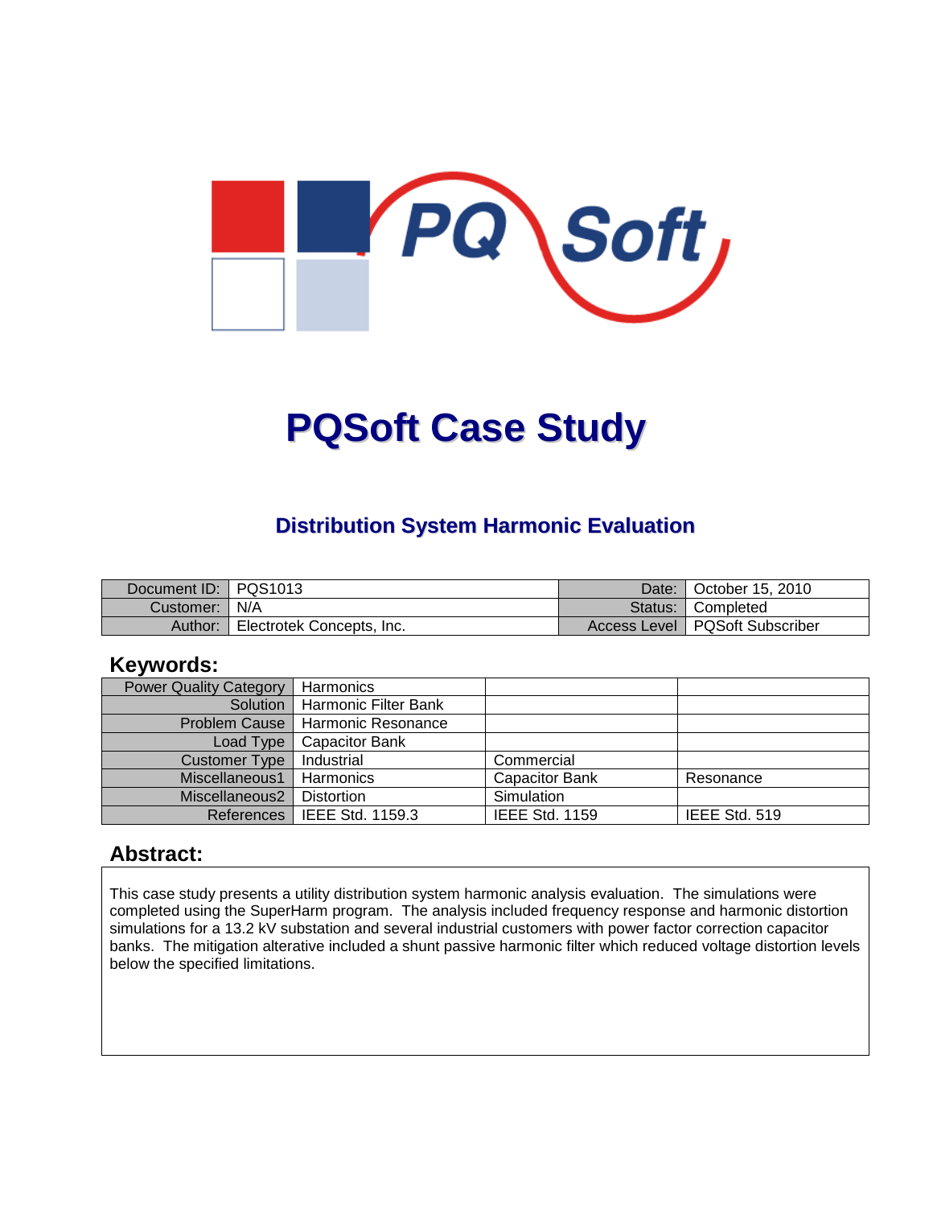# PQSoft Case Study

## Distribution System Harmonic Evaluation

| Document ID: | PQS1013 | Date: | October 15, 2010 |
|---|---|---|---|
| Customer: | N/A | Status: | Completed |
| Author: | Electrotek Concepts, Inc. | Access Level | PQSoft Subscriber |

## Keywords:

| Power Quality Category | Harmonics | | |
|---|---|---|---|
| Solution | Harmonic Filter Bank | | |
| Problem Cause | Harmonic Resonance | | |
| Load Type | Capacitor Bank | | |
| Customer Type | Industrial | Commercial | |
| Miscellaneous1 | Harmonics | Capacitor Bank | Resonance |
| Miscellaneous2 | Distortion | Simulation | |
| References | IEEE Std. 1159.3 | IEEE Std. 1159 | IEEE Std. 519 |

## Abstract:

This case study presents a utility distribution system harmonic analysis evaluation. The simulations were completed using the SuperHarm program. The analysis included frequency response and harmonic distortion simulations for a 13.2 kV substation and several industrial customers with power factor correction capacitor banks. The mitigation alterative included a shunt passive harmonic filter which reduced voltage distortion levels below the specified limitations.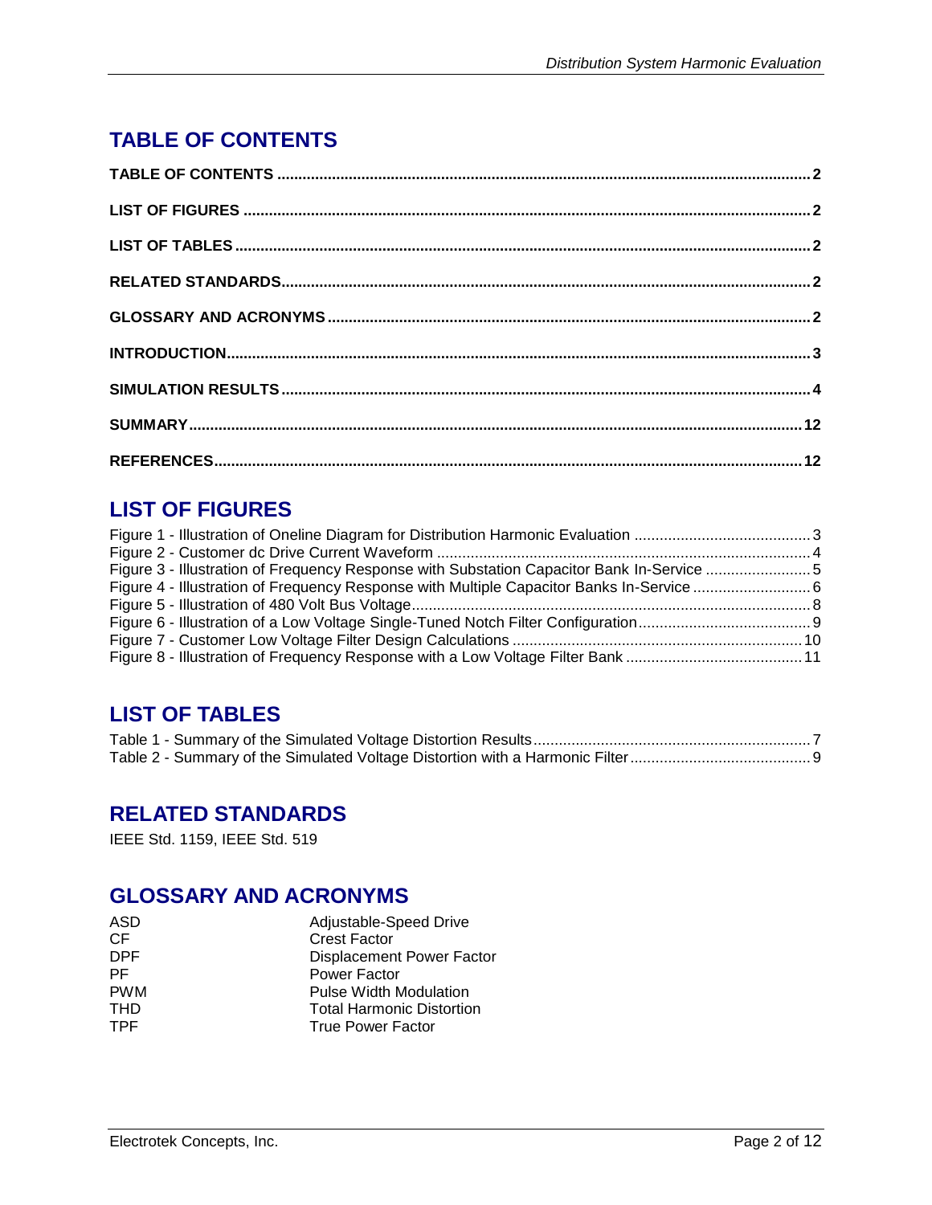## TABLE OF CONTENTS

**TABLE OF CONTENTS** ........................................................................................................ **2**

**LIST OF FIGURES** ............................................................................................................. **2**

**LIST OF TABLES** ............................................................................................................... **2**

**RELATED STANDARDS** ...................................................................................................... **2**

**GLOSSARY AND ACRONYMS** ............................................................................................ **2**

**INTRODUCTION** ................................................................................................................. **3**

**SIMULATION RESULTS** ...................................................................................................... **4**

**SUMMARY** ......................................................................................................................... **12**

**REFERENCES** .................................................................................................................... **12**

## LIST OF FIGURES

Figure 1 - Illustration of Oneline Diagram for Distribution Harmonic Evaluation ........................................ 3
Figure 2 - Customer dc Drive Current Waveform ........................................................................................ 4
Figure 3 - Illustration of Frequency Response with Substation Capacitor Bank In-Service ......................... 5
Figure 4 - Illustration of Frequency Response with Multiple Capacitor Banks In-Service ............................ 6
Figure 5 - Illustration of 480 Volt Bus Voltage .............................................................................................. 8
Figure 6 - Illustration of a Low Voltage Single-Tuned Notch Filter Configuration ......................................... 9
Figure 7 - Customer Low Voltage Filter Design Calculations ..................................................................... 10
Figure 8 - Illustration of Frequency Response with a Low Voltage Filter Bank .......................................... 11

## LIST OF TABLES

Table 1 - Summary of the Simulated Voltage Distortion Results .................................................................. 7
Table 2 - Summary of the Simulated Voltage Distortion with a Harmonic Filter ........................................... 9

## RELATED STANDARDS

IEEE Std. 1159, IEEE Std. 519

## GLOSSARY AND ACRONYMS

| | |
|---|---|
| ASD | Adjustable-Speed Drive |
| CF | Crest Factor |
| DPF | Displacement Power Factor |
| PF | Power Factor |
| PWM | Pulse Width Modulation |
| THD | Total Harmonic Distortion |
| TPF | True Power Factor |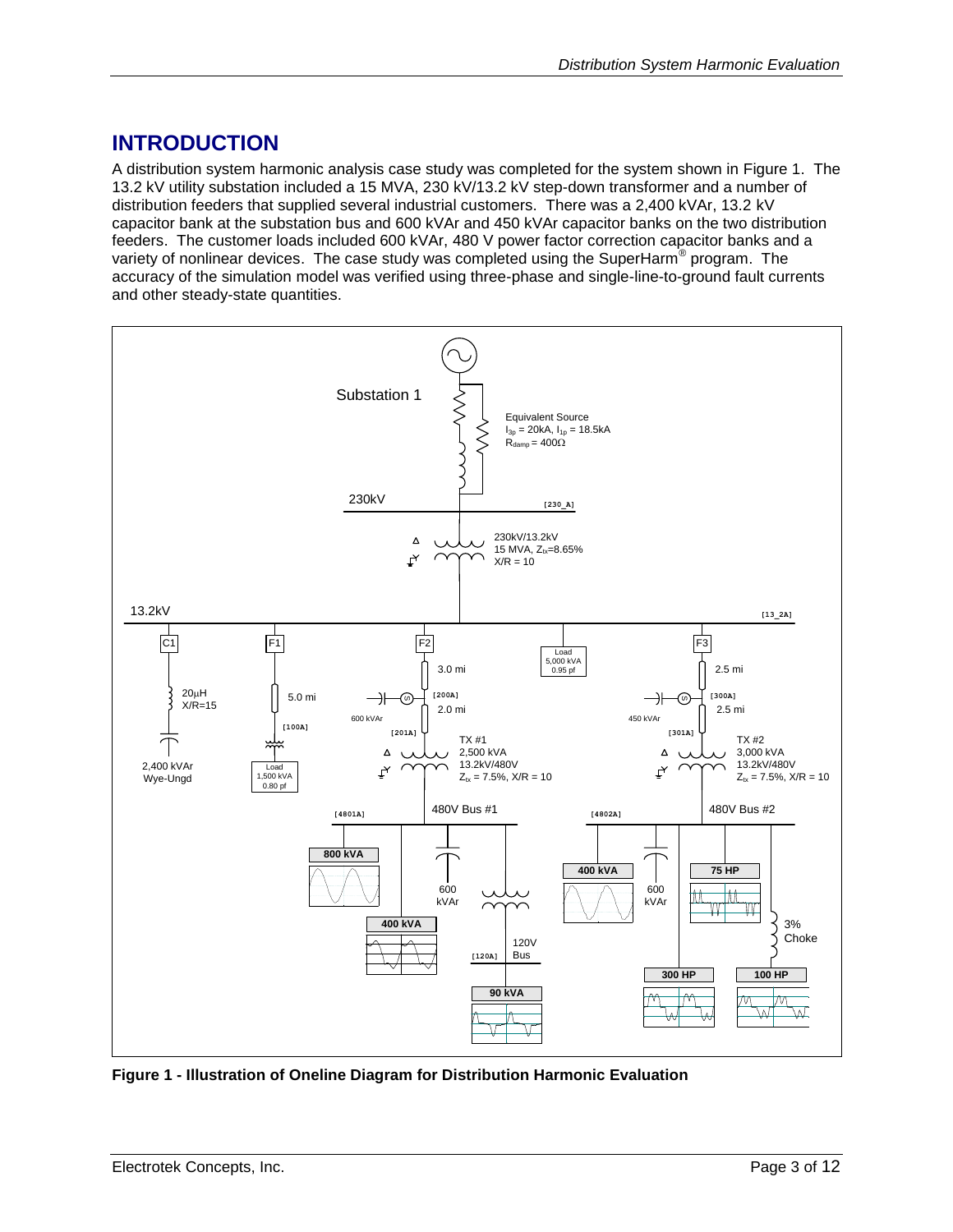# INTRODUCTION

A distribution system harmonic analysis case study was completed for the system shown in Figure 1. The 13.2 kV utility substation included a 15 MVA, 230 kV/13.2 kV step-down transformer and a number of distribution feeders that supplied several industrial customers. There was a 2,400 kVAr, 13.2 kV capacitor bank at the substation bus and 600 kVAr and 450 kVAr capacitor banks on the two distribution feeders. The customer loads included 600 kVAr, 480 V power factor correction capacitor banks and a variety of nonlinear devices. The case study was completed using the SuperHarm® program. The accuracy of the simulation model was verified using three-phase and single-line-to-ground fault currents and other steady-state quantities.

**Figure 1 - Illustration of Oneline Diagram for Distribution Harmonic Evaluation**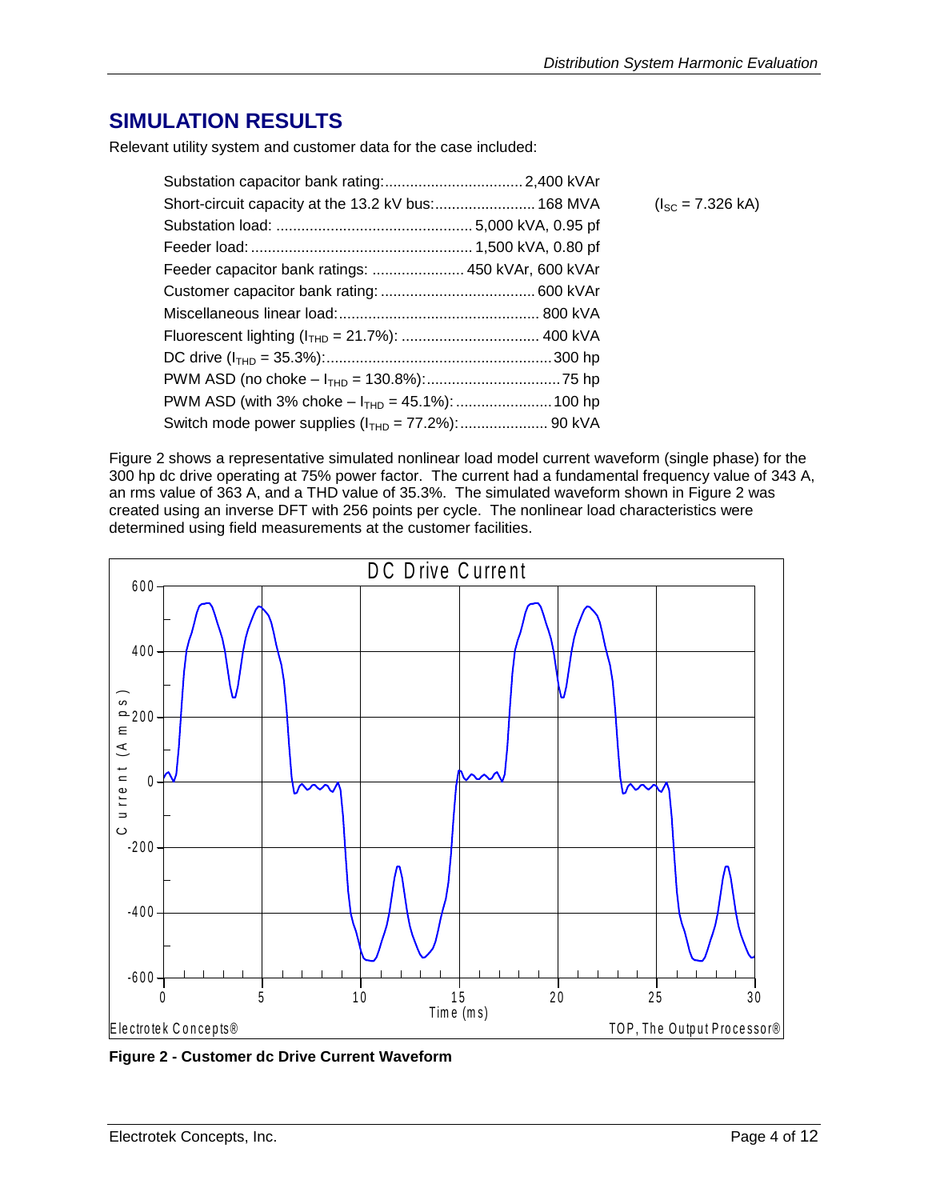## SIMULATION RESULTS

Relevant utility system and customer data for the case included:

| | | |
|---|---|---|
| Substation capacitor bank rating: | 2,400 kVAr | |
| Short-circuit capacity at the 13.2 kV bus: | 168 MVA | ($I_{SC}$ = 7.326 kA) |
| Substation load: | 5,000 kVA, 0.95 pf | |
| Feeder load: | 1,500 kVA, 0.80 pf | |
| Feeder capacitor bank ratings: | 450 kVAr, 600 kVAr | |
| Customer capacitor bank rating: | 600 kVAr | |
| Miscellaneous linear load: | 800 kVA | |
| Fluorescent lighting ($I_{THD}$ = 21.7%): | 400 kVA | |
| DC drive ($I_{THD}$ = 35.3%): | 300 hp | |
| PWM ASD (no choke – $I_{THD}$ = 130.8%): | 75 hp | |
| PWM ASD (with 3% choke – $I_{THD}$ = 45.1%): | 100 hp | |
| Switch mode power supplies ($I_{THD}$ = 77.2%): | 90 kVA | |

Figure 2 shows a representative simulated nonlinear load model current waveform (single phase) for the 300 hp dc drive operating at 75% power factor. The current had a fundamental frequency value of 343 A, an rms value of 363 A, and a THD value of 35.3%. The simulated waveform shown in Figure 2 was created using an inverse DFT with 256 points per cycle. The nonlinear load characteristics were determined using field measurements at the customer facilities.

**Figure 2 - Customer dc Drive Current Waveform**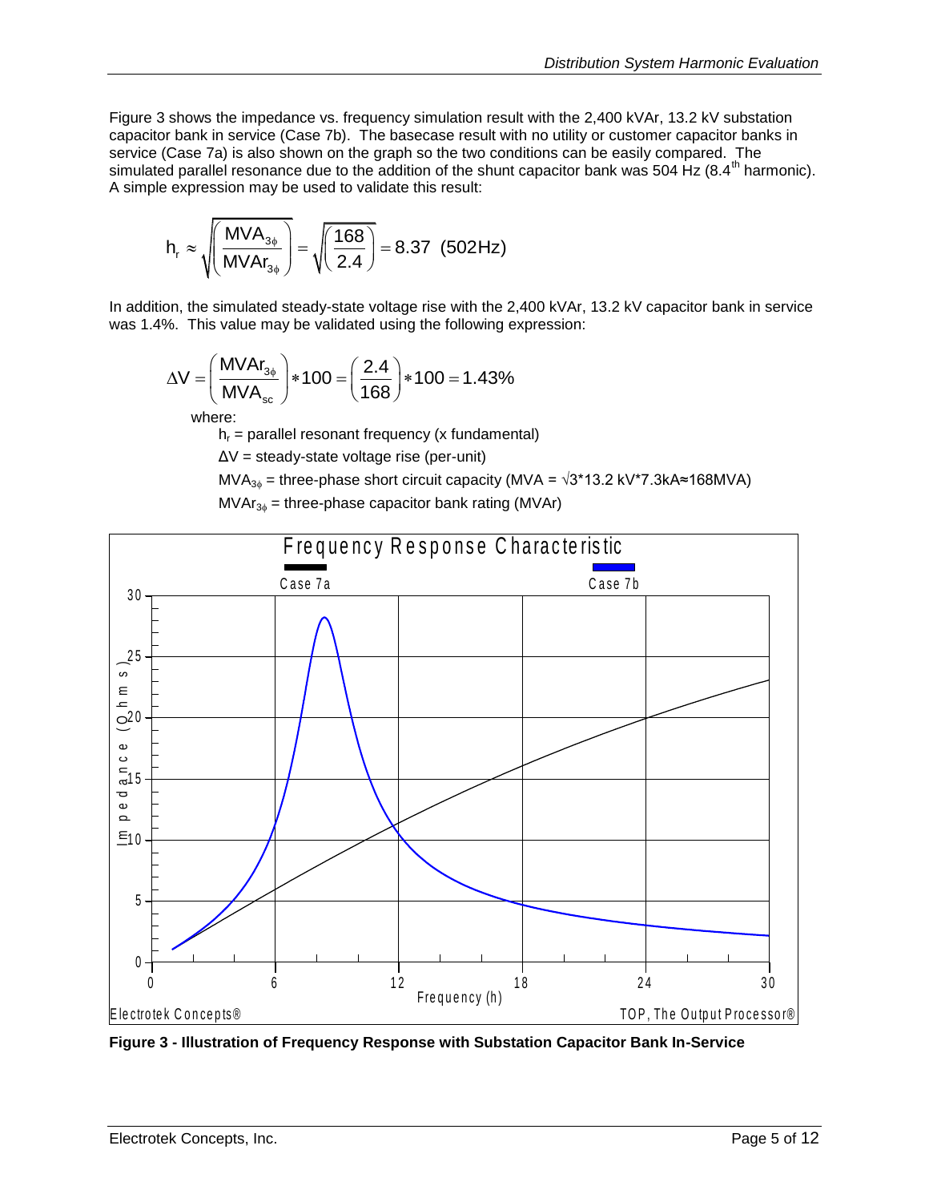Figure 3 shows the impedance vs. frequency simulation result with the 2,400 kVAr, 13.2 kV substation capacitor bank in service (Case 7b). The basecase result with no utility or customer capacitor banks in service (Case 7a) is also shown on the graph so the two conditions can be easily compared. The simulated parallel resonance due to the addition of the shunt capacitor bank was 504 Hz (8.4th harmonic). A simple expression may be used to validate this result:

$$h_r \approx \sqrt{\left(\frac{MVA_{3\phi}}{MVAr_{3\phi}}\right)} = \sqrt{\left(\frac{168}{2.4}\right)} = 8.37 \text{ (502Hz)}$$

In addition, the simulated steady-state voltage rise with the 2,400 kVAr, 13.2 kV capacitor bank in service was 1.4%. This value may be validated using the following expression:

$$\Delta V = \left(\frac{MVAr_{3\phi}}{MVA_{sc}}\right) * 100 = \left(\frac{2.4}{168}\right) * 100 = 1.43\%$$

where:

$h_r$ = parallel resonant frequency (x fundamental)

$\Delta V$ = steady-state voltage rise (per-unit)

$MVA_{3\phi}$ = three-phase short circuit capacity (MVA = $\sqrt{3}$\*13.2 kV\*7.3kA≈168MVA)

$MVAr_{3\phi}$ = three-phase capacitor bank rating (MVAr)

**Figure 3 - Illustration of Frequency Response with Substation Capacitor Bank In-Service**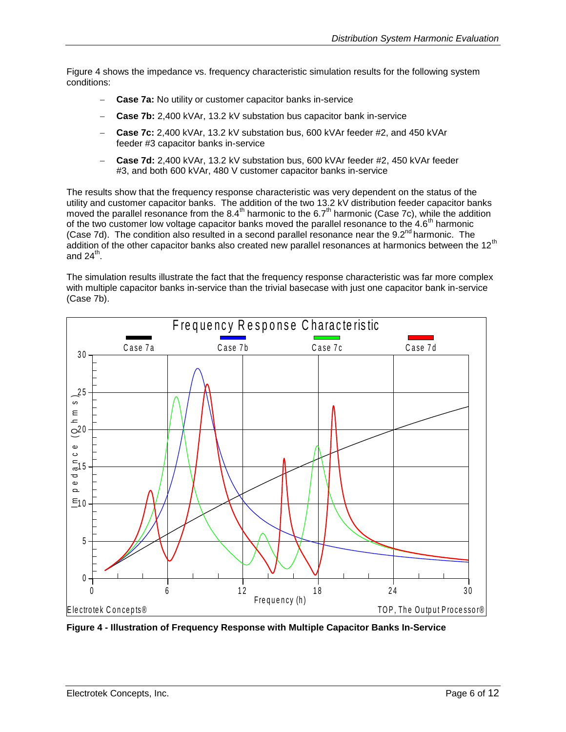Figure 4 shows the impedance vs. frequency characteristic simulation results for the following system conditions:

- **Case 7a:** No utility or customer capacitor banks in-service
- **Case 7b:** 2,400 kVAr, 13.2 kV substation bus capacitor bank in-service
- **Case 7c:** 2,400 kVAr, 13.2 kV substation bus, 600 kVAr feeder #2, and 450 kVAr feeder #3 capacitor banks in-service
- **Case 7d:** 2,400 kVAr, 13.2 kV substation bus, 600 kVAr feeder #2, 450 kVAr feeder #3, and both 600 kVAr, 480 V customer capacitor banks in-service

The results show that the frequency response characteristic was very dependent on the status of the utility and customer capacitor banks. The addition of the two 13.2 kV distribution feeder capacitor banks moved the parallel resonance from the 8.4th harmonic to the 6.7th harmonic (Case 7c), while the addition of the two customer low voltage capacitor banks moved the parallel resonance to the 4.6th harmonic (Case 7d). The condition also resulted in a second parallel resonance near the 9.2nd harmonic. The addition of the other capacitor banks also created new parallel resonances at harmonics between the 12th and 24th.

The simulation results illustrate the fact that the frequency response characteristic was far more complex with multiple capacitor banks in-service than the trivial basecase with just one capacitor bank in-service (Case 7b).

**Figure 4 - Illustration of Frequency Response with Multiple Capacitor Banks In-Service**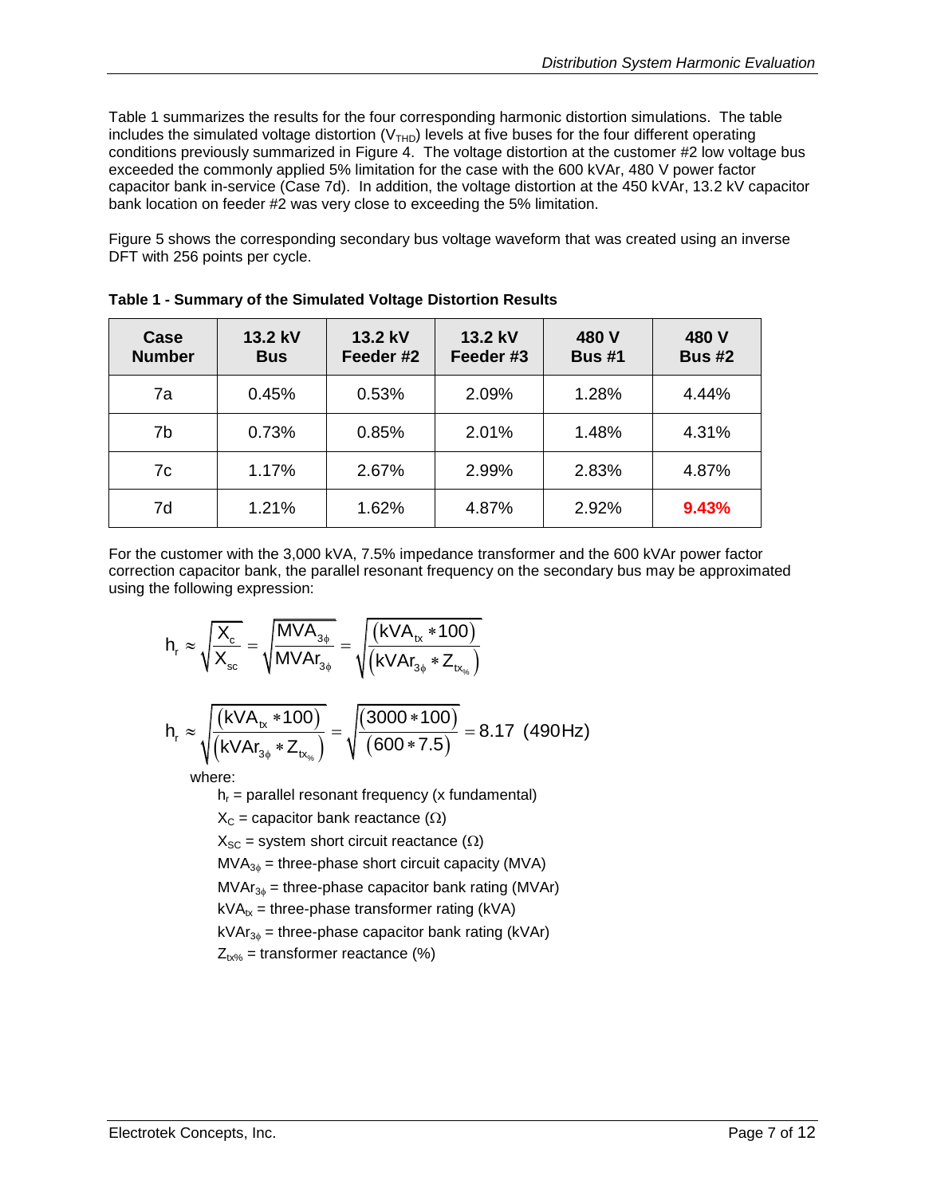Table 1 summarizes the results for the four corresponding harmonic distortion simulations. The table includes the simulated voltage distortion ($V_{THD}$) levels at five buses for the four different operating conditions previously summarized in Figure 4. The voltage distortion at the customer #2 low voltage bus exceeded the commonly applied 5% limitation for the case with the 600 kVAr, 480 V power factor capacitor bank in-service (Case 7d). In addition, the voltage distortion at the 450 kVAr, 13.2 kV capacitor bank location on feeder #2 was very close to exceeding the 5% limitation.

Figure 5 shows the corresponding secondary bus voltage waveform that was created using an inverse DFT with 256 points per cycle.

**Table 1 - Summary of the Simulated Voltage Distortion Results**

| Case Number | 13.2 kV Bus | 13.2 kV Feeder #2 | 13.2 kV Feeder #3 | 480 V Bus #1 | 480 V Bus #2 |
|---|---|---|---|---|---|
| 7a | 0.45% | 0.53% | 2.09% | 1.28% | 4.44% |
| 7b | 0.73% | 0.85% | 2.01% | 1.48% | 4.31% |
| 7c | 1.17% | 2.67% | 2.99% | 2.83% | 4.87% |
| 7d | 1.21% | 1.62% | 4.87% | 2.92% | **9.43%** |

For the customer with the 3,000 kVA, 7.5% impedance transformer and the 600 kVAr power factor correction capacitor bank, the parallel resonant frequency on the secondary bus may be approximated using the following expression:

$$h_r \approx \sqrt{\frac{X_c}{X_{sc}}} = \sqrt{\frac{MVA_{3\phi}}{MVAr_{3\phi}}} = \sqrt{\frac{(kVA_{tx} * 100)}{(kVAr_{3\phi} * Z_{tx_{\%}})}}$$

$$h_r \approx \sqrt{\frac{(kVA_{tx} * 100)}{(kVAr_{3\phi} * Z_{tx_{\%}})}} = \sqrt{\frac{(3000 * 100)}{(600 * 7.5)}} = 8.17 \ \ (490\text{Hz})$$

where:

$h_r$ = parallel resonant frequency (x fundamental)
$X_C$ = capacitor bank reactance ($\Omega$)
$X_{SC}$ = system short circuit reactance ($\Omega$)
$MVA_{3\phi}$ = three-phase short circuit capacity (MVA)
$MVAr_{3\phi}$ = three-phase capacitor bank rating (MVAr)
$kVA_{tx}$ = three-phase transformer rating (kVA)
$kVAr_{3\phi}$ = three-phase capacitor bank rating (kVAr)
$Z_{tx\%}$ = transformer reactance (%)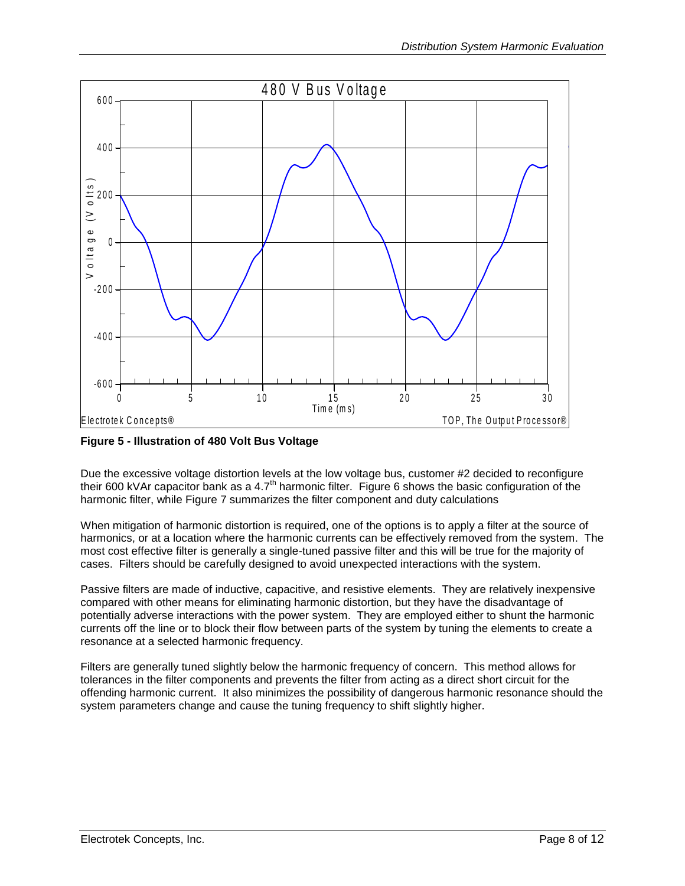**Figure 5 - Illustration of 480 Volt Bus Voltage**

Due the excessive voltage distortion levels at the low voltage bus, customer #2 decided to reconfigure their 600 kVAr capacitor bank as a 4.7th harmonic filter. Figure 6 shows the basic configuration of the harmonic filter, while Figure 7 summarizes the filter component and duty calculations

When mitigation of harmonic distortion is required, one of the options is to apply a filter at the source of harmonics, or at a location where the harmonic currents can be effectively removed from the system. The most cost effective filter is generally a single-tuned passive filter and this will be true for the majority of cases. Filters should be carefully designed to avoid unexpected interactions with the system.

Passive filters are made of inductive, capacitive, and resistive elements. They are relatively inexpensive compared with other means for eliminating harmonic distortion, but they have the disadvantage of potentially adverse interactions with the power system. They are employed either to shunt the harmonic currents off the line or to block their flow between parts of the system by tuning the elements to create a resonance at a selected harmonic frequency.

Filters are generally tuned slightly below the harmonic frequency of concern. This method allows for tolerances in the filter components and prevents the filter from acting as a direct short circuit for the offending harmonic current. It also minimizes the possibility of dangerous harmonic resonance should the system parameters change and cause the tuning frequency to shift slightly higher.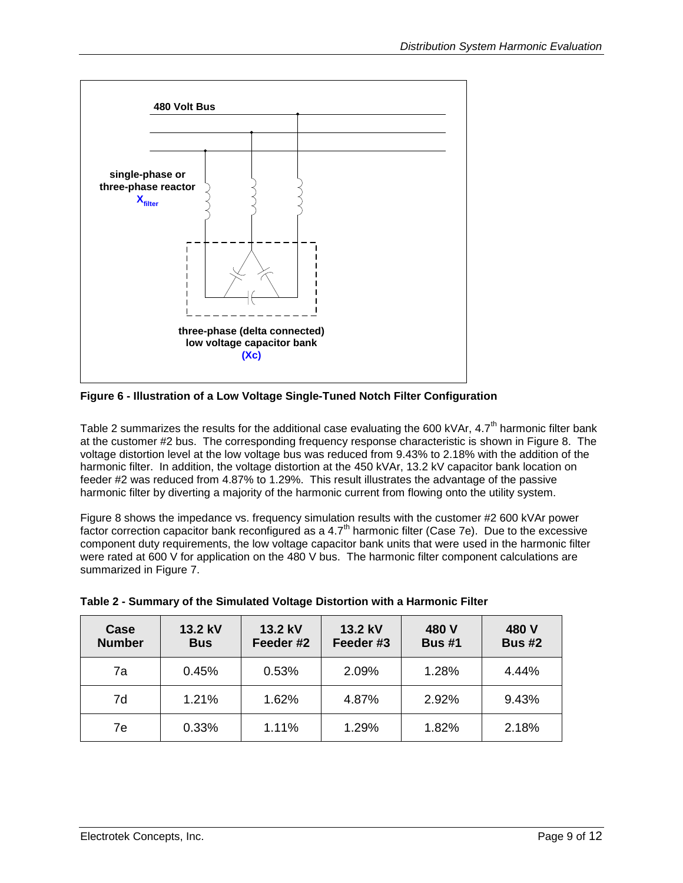**Figure 6 - Illustration of a Low Voltage Single-Tuned Notch Filter Configuration**

Table 2 summarizes the results for the additional case evaluating the 600 kVAr, 4.7th harmonic filter bank at the customer #2 bus. The corresponding frequency response characteristic is shown in Figure 8. The voltage distortion level at the low voltage bus was reduced from 9.43% to 2.18% with the addition of the harmonic filter. In addition, the voltage distortion at the 450 kVAr, 13.2 kV capacitor bank location on feeder #2 was reduced from 4.87% to 1.29%. This result illustrates the advantage of the passive harmonic filter by diverting a majority of the harmonic current from flowing onto the utility system.

Figure 8 shows the impedance vs. frequency simulation results with the customer #2 600 kVAr power factor correction capacitor bank reconfigured as a 4.7th harmonic filter (Case 7e). Due to the excessive component duty requirements, the low voltage capacitor bank units that were used in the harmonic filter were rated at 600 V for application on the 480 V bus. The harmonic filter component calculations are summarized in Figure 7.

**Table 2 - Summary of the Simulated Voltage Distortion with a Harmonic Filter**

| Case Number | 13.2 kV Bus | 13.2 kV Feeder #2 | 13.2 kV Feeder #3 | 480 V Bus #1 | 480 V Bus #2 |
|---|---|---|---|---|---|
| 7a | 0.45% | 0.53% | 2.09% | 1.28% | 4.44% |
| 7d | 1.21% | 1.62% | 4.87% | 2.92% | 9.43% |
| 7e | 0.33% | 1.11% | 1.29% | 1.82% | 2.18% |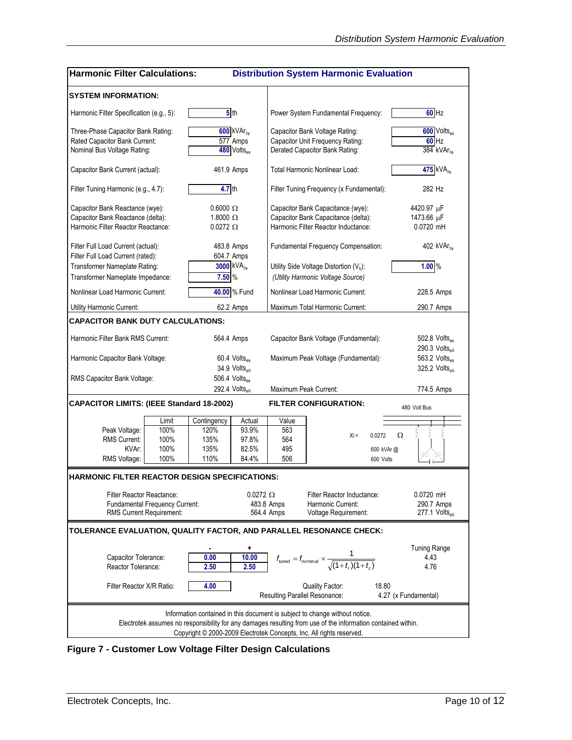## Harmonic Filter Calculations: Distribution System Harmonic Evaluation

### SYSTEM INFORMATION:

| | | | |
|---|---|---|---|
| Harmonic Filter Specification (e.g., 5): | 5 th | Power System Fundamental Frequency: | 60 Hz |
| Three-Phase Capacitor Bank Rating: | 600 $kVAr_{3\phi}$ | Capacitor Bank Voltage Rating: | 600 $Volts_{\phi\phi}$ |
| Rated Capacitor Bank Current: | 577 Amps | Capacitor Unit Frequency Rating: | 60 Hz |
| Nominal Bus Voltage Rating: | 480 $Volts_{\phi\phi}$ | Derated Capacitor Bank Rating: | 384 $kVAr_{3\phi}$ |
| Capacitor Bank Current (actual): | 461.9 Amps | Total Harmonic Nonlinear Load: | 475 $kVA_{3\phi}$ |
| Filter Tuning Harmonic (e.g., 4.7): | 4.7 th | Filter Tuning Frequency (x Fundamental): | 282 Hz |
| Capacitor Bank Reactance (wye): | 0.6000 Ω | Capacitor Bank Capacitance (wye): | 4420.97 μF |
| Capacitor Bank Reactance (delta): | 1.8000 Ω | Capacitor Bank Capacitance (delta): | 1473.66 μF |
| Harmonic Filter Reactor Reactance: | 0.0272 Ω | Harmonic Filter Reactor Inductance: | 0.0720 mH |
| Filter Full Load Current (actual): | 483.8 Amps | Fundamental Frequency Compensation: | 402 $kVAr_{3\phi}$ |
| Filter Full Load Current (rated): | 604.7 Amps | | |
| Transformer Nameplate Rating: | 3000 $kVA_{3\phi}$ | Utility Side Voltage Distortion ($V_h$): | 1.00 % |
| Transformer Nameplate Impedance: | 7.50 % | *(Utility Harmonic Voltage Source)* | |
| Nonlinear Load Harmonic Current: | 40.00 % Fund | Nonlinear Load Harmonic Current: | 228.5 Amps |
| Utility Harmonic Current: | 62.2 Amps | Maximum Total Harmonic Current: | 290.7 Amps |

### CAPACITOR BANK DUTY CALCULATIONS:

| | | | |
|---|---|---|---|
| Harmonic Filter Bank RMS Current: | 564.4 Amps | Capacitor Bank Voltage (Fundamental): | 502.8 $Volts_{\phi\phi}$ / 290.3 $Volts_{\phi G}$ |
| Harmonic Capacitor Bank Voltage: | 60.4 $Volts_{\phi\phi}$ / 34.9 $Volts_{\phi G}$ | Maximum Peak Voltage (Fundamental): | 563.2 $Volts_{\phi\phi}$ / 325.2 $Volts_{\phi G}$ |
| RMS Capacitor Bank Voltage: | 506.4 $Volts_{\phi\phi}$ / 292.4 $Volts_{\phi G}$ | Maximum Peak Current: | 774.5 Amps |

### CAPACITOR LIMITS: (IEEE Standard 18-2002)

| | Limit | Contingency | Actual | Value |
|---|---|---|---|---|
| Peak Voltage: | 100% | 120% | 93.9% | 563 |
| RMS Current: | 100% | 135% | 97.8% | 564 |
| KVAr: | 100% | 135% | 82.5% | 495 |
| RMS Voltage: | 100% | 110% | 84.4% | 506 |

### FILTER CONFIGURATION:

480 Volt Bus

Xl = 0.0272 Ω

600 kVAr @ 600 Volts

### HARMONIC FILTER REACTOR DESIGN SPECIFICATIONS:

| | | | |
|---|---|---|---|
| Filter Reactor Reactance: | 0.0272 Ω | Filter Reactor Inductance: | 0.0720 mH |
| Fundamental Frequency Current: | 483.8 Amps | Harmonic Current: | 290.7 Amps |
| RMS Current Requirement: | 564.4 Amps | Voltage Requirement: | 277.1 $Volts_{\phi G}$ |

### TOLERANCE EVALUATION, QUALITY FACTOR, AND PARALLEL RESONANCE CHECK:

| | - | + | Tuning Range |
|---|---|---|---|
| Capacitor Tolerance: | 0.00 | 10.00 | 4.43 |
| Reactor Tolerance: | 2.50 | 2.50 | 4.76 |

$$f_{tuned} = f_{nominal} \times \frac{1}{\sqrt{(1+t_r)(1+t_c)}}$$

Filter Reactor X/R Ratio: 4.00

Quality Factor: 18.80

Resulting Parallel Resonance: 4.27 (x Fundamental)

Information contained in this document is subject to change without notice.
Electrotek assumes no responsibility for any damages resulting from use of the information contained within.
Copyright © 2000-2009 Electrotek Concepts, Inc. All rights reserved.

**Figure 7 - Customer Low Voltage Filter Design Calculations**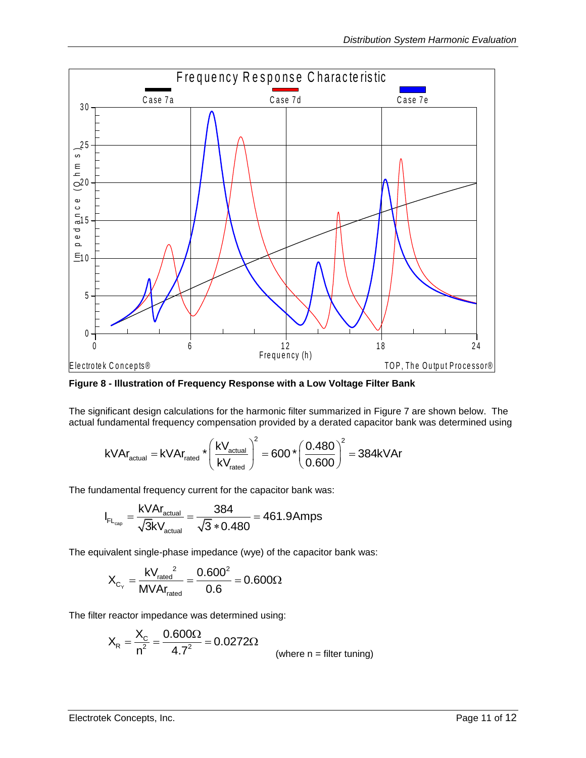**Figure 8 - Illustration of Frequency Response with a Low Voltage Filter Bank**

The significant design calculations for the harmonic filter summarized in Figure 7 are shown below. The actual fundamental frequency compensation provided by a derated capacitor bank was determined using

$$kVAr_{actual} = kVAr_{rated} * \left(\frac{kV_{actual}}{kV_{rated}}\right)^2 = 600 * \left(\frac{0.480}{0.600}\right)^2 = 384kVAr$$

The fundamental frequency current for the capacitor bank was:

$$I_{FL_{cap}} = \frac{kVAr_{actual}}{\sqrt{3}kV_{actual}} = \frac{384}{\sqrt{3} * 0.480} = 461.9Amps$$

The equivalent single-phase impedance (wye) of the capacitor bank was:

$$X_{C_Y} = \frac{kV_{rated}^{\ 2}}{MVAr_{rated}} = \frac{0.600^2}{0.6} = 0.600\Omega$$

The filter reactor impedance was determined using:

$$X_R = \frac{X_C}{n^2} = \frac{0.600\Omega}{4.7^2} = 0.0272\Omega \quad \text{(where n = filter tuning)}$$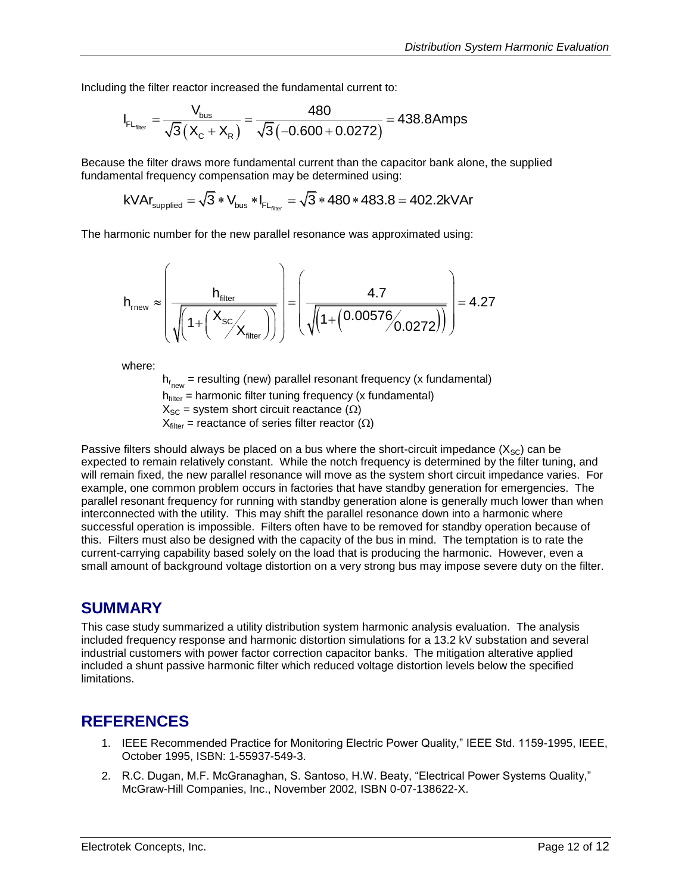Including the filter reactor increased the fundamental current to:

$$I_{FL_{filter}} = \frac{V_{bus}}{\sqrt{3}\left(X_C + X_R\right)} = \frac{480}{\sqrt{3}\left(-0.600 + 0.0272\right)} = 438.8\text{Amps}$$

Because the filter draws more fundamental current than the capacitor bank alone, the supplied fundamental frequency compensation may be determined using:

$$kVAr_{supplied} = \sqrt{3} * V_{bus} * I_{FL_{filter}} = \sqrt{3} * 480 * 483.8 = 402.2\text{kVAr}$$

The harmonic number for the new parallel resonance was approximated using:

$$h_{r_{new}} \approx \left( \frac{h_{filter}}{\sqrt{\left(1 + \left( X_{SC} / X_{filter} \right)\right)}} \right) = \left( \frac{4.7}{\sqrt{\left(1 + \left(0.00576 / 0.0272\right)\right)}} \right) = 4.27$$

where:

$h_{r_{new}}$ = resulting (new) parallel resonant frequency (x fundamental)
$h_{filter}$ = harmonic filter tuning frequency (x fundamental)
$X_{SC}$ = system short circuit reactance ($\Omega$)
$X_{filter}$ = reactance of series filter reactor ($\Omega$)

Passive filters should always be placed on a bus where the short-circuit impedance ($X_{SC}$) can be expected to remain relatively constant. While the notch frequency is determined by the filter tuning, and will remain fixed, the new parallel resonance will move as the system short circuit impedance varies. For example, one common problem occurs in factories that have standby generation for emergencies. The parallel resonant frequency for running with standby generation alone is generally much lower than when interconnected with the utility. This may shift the parallel resonance down into a harmonic where successful operation is impossible. Filters often have to be removed for standby operation because of this. Filters must also be designed with the capacity of the bus in mind. The temptation is to rate the current-carrying capability based solely on the load that is producing the harmonic. However, even a small amount of background voltage distortion on a very strong bus may impose severe duty on the filter.

## SUMMARY

This case study summarized a utility distribution system harmonic analysis evaluation. The analysis included frequency response and harmonic distortion simulations for a 13.2 kV substation and several industrial customers with power factor correction capacitor banks. The mitigation alterative applied included a shunt passive harmonic filter which reduced voltage distortion levels below the specified limitations.

## REFERENCES

1. IEEE Recommended Practice for Monitoring Electric Power Quality," IEEE Std. 1159-1995, IEEE, October 1995, ISBN: 1-55937-549-3.
2. R.C. Dugan, M.F. McGranaghan, S. Santoso, H.W. Beaty, "Electrical Power Systems Quality," McGraw-Hill Companies, Inc., November 2002, ISBN 0-07-138622-X.